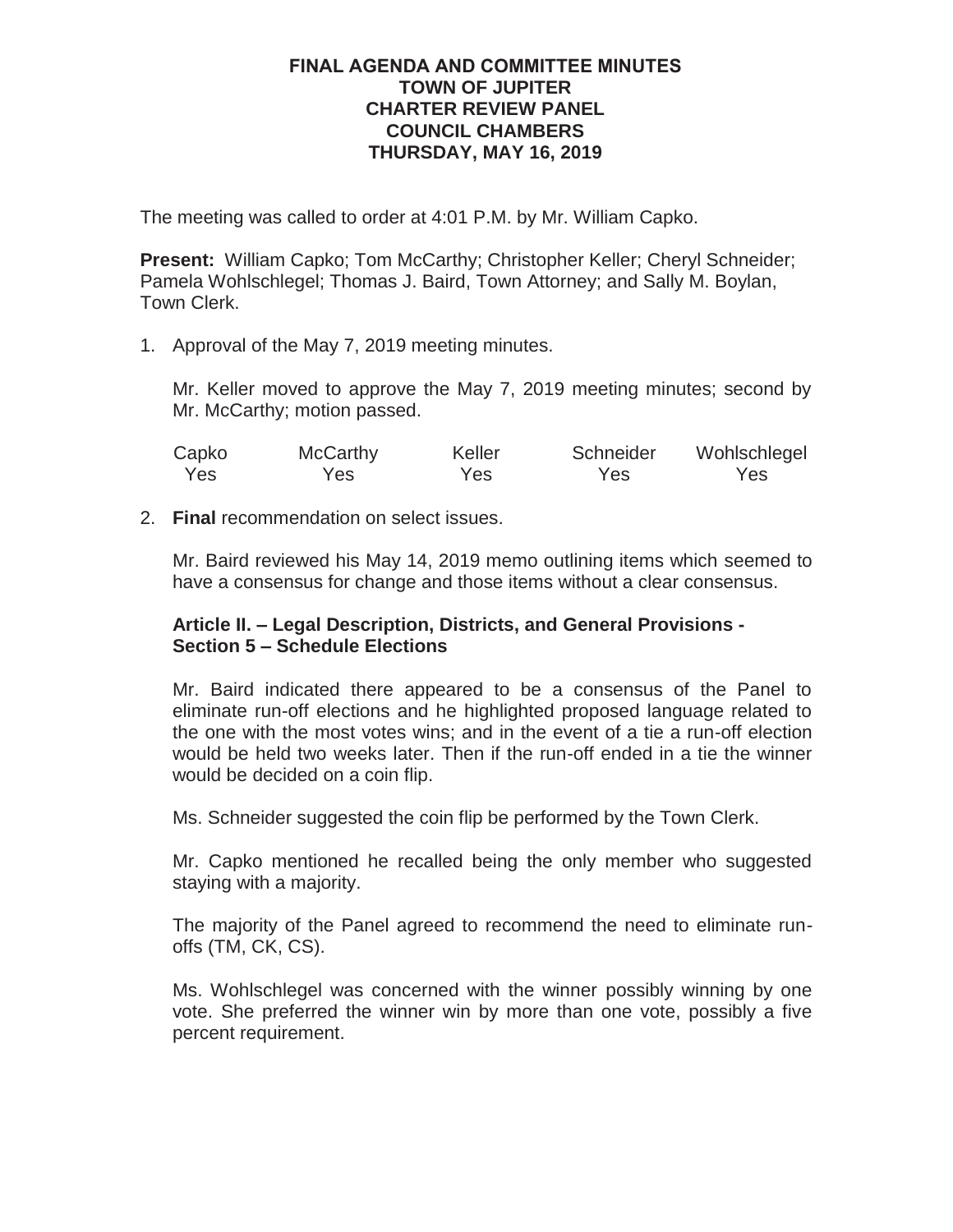# FINAL AGENDA AND COMMITTEE MINUTES
# TOWN OF JUPITER
# CHARTER REVIEW PANEL
# COUNCIL CHAMBERS
# THURSDAY, MAY 16, 2019

The meeting was called to order at 4:01 P.M. by Mr. William Capko.

**Present:** William Capko; Tom McCarthy; Christopher Keller; Cheryl Schneider; Pamela Wohlschlegel; Thomas J. Baird, Town Attorney; and Sally M. Boylan, Town Clerk.

1. Approval of the May 7, 2019 meeting minutes.

   Mr. Keller moved to approve the May 7, 2019 meeting minutes; second by Mr. McCarthy; motion passed.

   | Capko | McCarthy | Keller | Schneider | Wohlschlegel |
   |---|---|---|---|---|
   | Yes | Yes | Yes | Yes | Yes |

2. **Final** recommendation on select issues.

   Mr. Baird reviewed his May 14, 2019 memo outlining items which seemed to have a consensus for change and those items without a clear consensus.

   **Article II. – Legal Description, Districts, and General Provisions - Section 5 – Schedule Elections**

   Mr. Baird indicated there appeared to be a consensus of the Panel to eliminate run-off elections and he highlighted proposed language related to the one with the most votes wins; and in the event of a tie a run-off election would be held two weeks later. Then if the run-off ended in a tie the winner would be decided on a coin flip.

   Ms. Schneider suggested the coin flip be performed by the Town Clerk.

   Mr. Capko mentioned he recalled being the only member who suggested staying with a majority.

   The majority of the Panel agreed to recommend the need to eliminate run-offs (TM, CK, CS).

   Ms. Wohlschlegel was concerned with the winner possibly winning by one vote. She preferred the winner win by more than one vote, possibly a five percent requirement.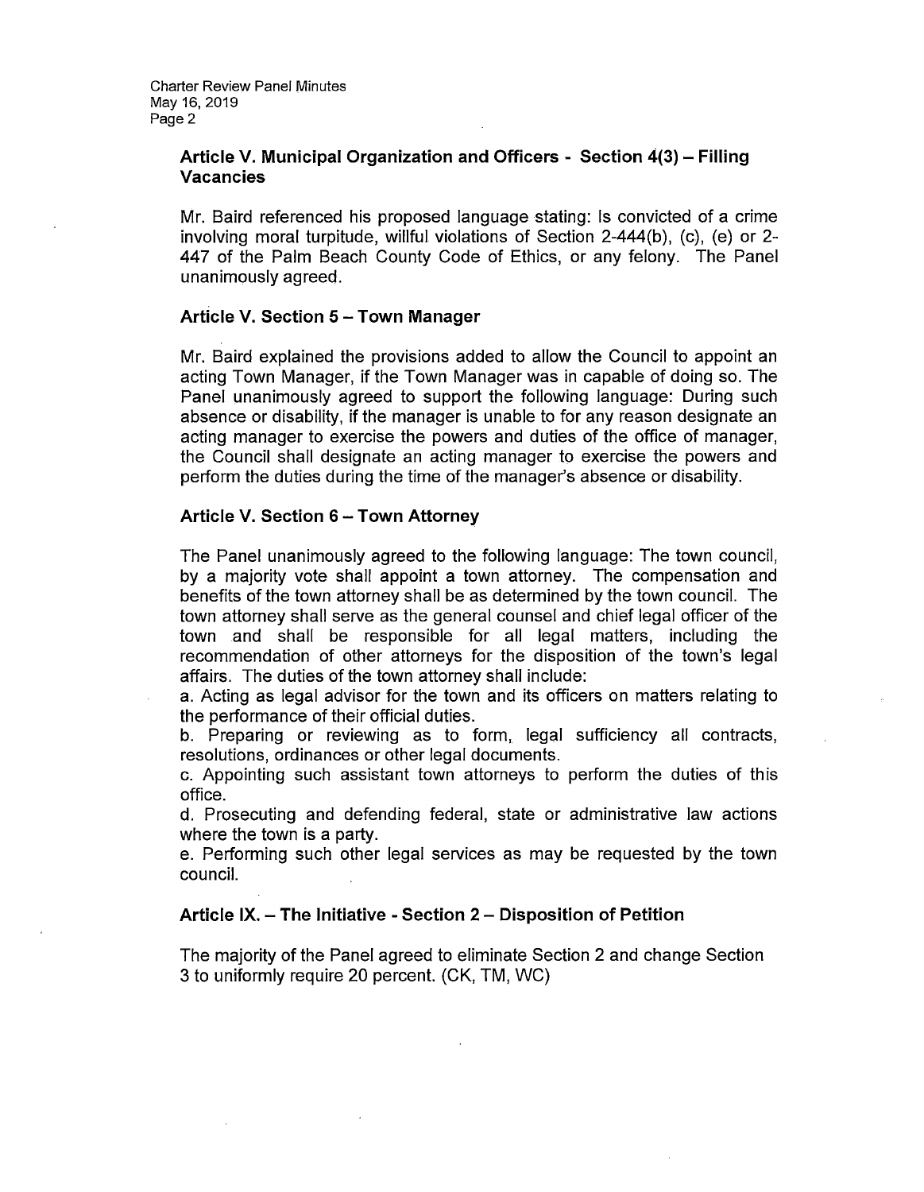### Article V. Municipal Organization and Officers - Section 4(3) – Filling Vacancies

Mr. Baird referenced his proposed language stating: Is convicted of a crime involving moral turpitude, willful violations of Section 2-444(b), (c), (e) or 2-447 of the Palm Beach County Code of Ethics, or any felony. The Panel unanimously agreed.

### Article V. Section 5 – Town Manager

Mr. Baird explained the provisions added to allow the Council to appoint an acting Town Manager, if the Town Manager was in capable of doing so. The Panel unanimously agreed to support the following language: During such absence or disability, if the manager is unable to for any reason designate an acting manager to exercise the powers and duties of the office of manager, the Council shall designate an acting manager to exercise the powers and perform the duties during the time of the manager's absence or disability.

### Article V. Section 6 – Town Attorney

The Panel unanimously agreed to the following language: The town council, by a majority vote shall appoint a town attorney. The compensation and benefits of the town attorney shall be as determined by the town council. The town attorney shall serve as the general counsel and chief legal officer of the town and shall be responsible for all legal matters, including the recommendation of other attorneys for the disposition of the town's legal affairs. The duties of the town attorney shall include:

a. Acting as legal advisor for the town and its officers on matters relating to the performance of their official duties.

b. Preparing or reviewing as to form, legal sufficiency all contracts, resolutions, ordinances or other legal documents.

c. Appointing such assistant town attorneys to perform the duties of this office.

d. Prosecuting and defending federal, state or administrative law actions where the town is a party.

e. Performing such other legal services as may be requested by the town council.

### Article IX. – The Initiative - Section 2 – Disposition of Petition

The majority of the Panel agreed to eliminate Section 2 and change Section 3 to uniformly require 20 percent. (CK, TM, WC)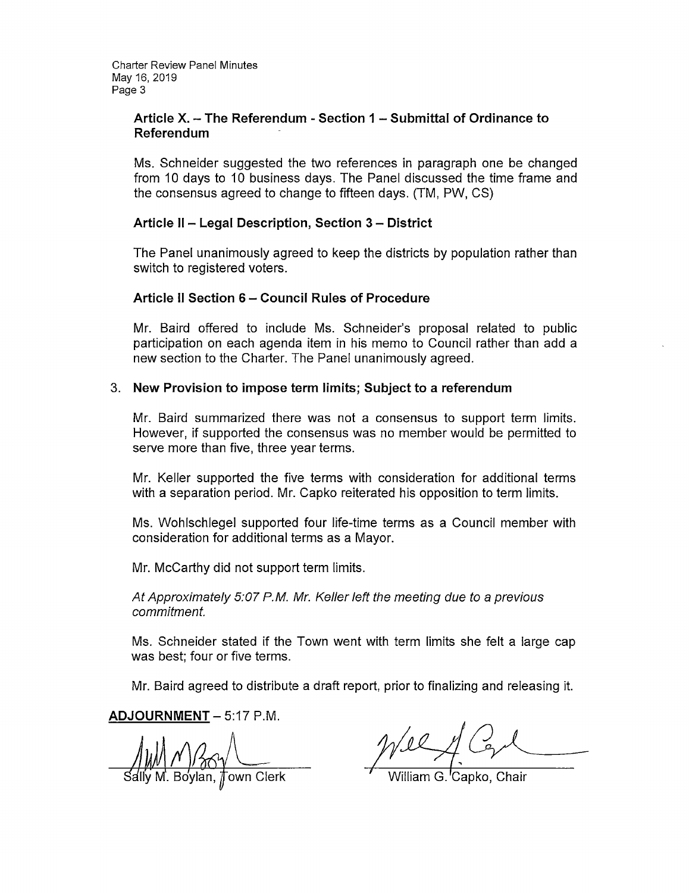### Article X. – The Referendum - Section 1 – Submittal of Ordinance to Referendum

Ms. Schneider suggested the two references in paragraph one be changed from 10 days to 10 business days. The Panel discussed the time frame and the consensus agreed to change to fifteen days. (TM, PW, CS)

### Article II – Legal Description, Section 3 – District

The Panel unanimously agreed to keep the districts by population rather than switch to registered voters.

### Article II Section 6 – Council Rules of Procedure

Mr. Baird offered to include Ms. Schneider's proposal related to public participation on each agenda item in his memo to Council rather than add a new section to the Charter. The Panel unanimously agreed.

3. **New Provision to impose term limits; Subject to a referendum**

Mr. Baird summarized there was not a consensus to support term limits. However, if supported the consensus was no member would be permitted to serve more than five, three year terms.

Mr. Keller supported the five terms with consideration for additional terms with a separation period. Mr. Capko reiterated his opposition to term limits.

Ms. Wohlschlegel supported four life-time terms as a Council member with consideration for additional terms as a Mayor.

Mr. McCarthy did not support term limits.

*At Approximately 5:07 P.M. Mr. Keller left the meeting due to a previous commitment.*

Ms. Schneider stated if the Town went with term limits she felt a large cap was best; four or five terms.

Mr. Baird agreed to distribute a draft report, prior to finalizing and releasing it.

**ADJOURNMENT** – 5:17 P.M.

Sally M. Boylan, Town Clerk

William G. Capko, Chair